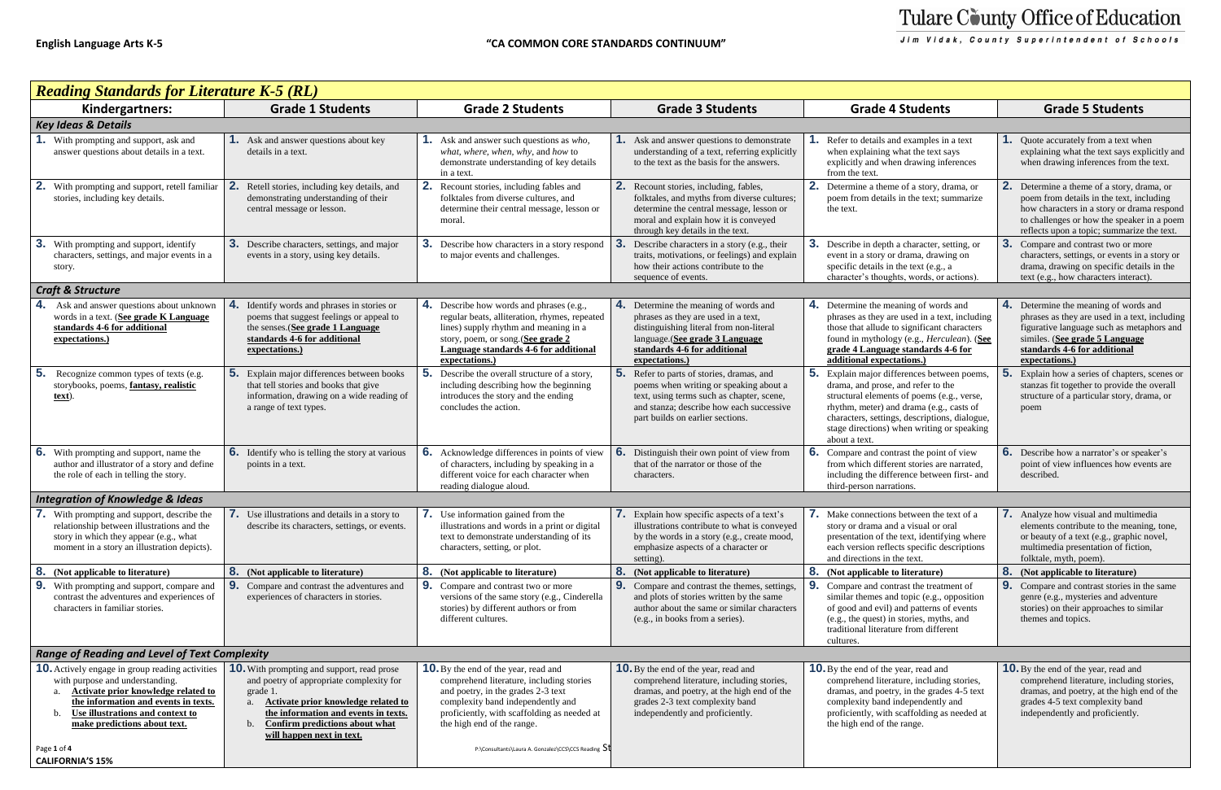**English Language Arts K-5** **"CA COMMON CORE STANDARDS CONTINUUM"**

**Tulare County Office of Education**
*Jim Vidak, County Superintendent of Schools*

| ***Reading Standards for Literature K-5 (RL)*** | | | | | |
|---|---|---|---|---|---|
| **Kindergartners:** | **Grade 1 Students** | **Grade 2 Students** | **Grade 3 Students** | **Grade 4 Students** | **Grade 5 Students** |
| ***Key Ideas & Details*** | | | | | |
| **1.** With prompting and support, ask and answer questions about details in a text. | **1.** Ask and answer questions about key details in a text. | **1.** Ask and answer such questions as *who, what, where, when, why*, and *how* to demonstrate understanding of key details in a text. | **1.** Ask and answer questions to demonstrate understanding of a text, referring explicitly to the text as the basis for the answers. | **1.** Refer to details and examples in a text when explaining what the text says explicitly and when drawing inferences from the text. | **1.** Quote accurately from a text when explaining what the text says explicitly and when drawing inferences from the text. |
| **2.** With prompting and support, retell familiar stories, including key details. | **2.** Retell stories, including key details, and demonstrating understanding of their central message or lesson. | **2.** Recount stories, including fables and folktales from diverse cultures, and determine their central message, lesson or moral. | **2.** Recount stories, including, fables, folktales, and myths from diverse cultures; determine the central message, lesson or moral and explain how it is conveyed through key details in the text. | **2.** Determine a theme of a story, drama, or poem from details in the text; summarize the text. | **2.** Determine a theme of a story, drama, or poem from details in the text, including how characters in a story or drama respond to challenges or how the speaker in a poem reflects upon a topic; summarize the text. |
| **3.** With prompting and support, identify characters, settings, and major events in a story. | **3.** Describe characters, settings, and major events in a story, using key details. | **3.** Describe how characters in a story respond to major events and challenges. | **3.** Describe characters in a story (e.g., their traits, motivations, or feelings) and explain how their actions contribute to the sequence of events. | **3.** Describe in depth a character, setting, or event in a story or drama, drawing on specific details in the text (e.g., a character's thoughts, words, or actions). | **3.** Compare and contrast two or more characters, settings, or events in a story or drama, drawing on specific details in the text (e.g., how characters interact). |
| ***Craft & Structure*** | | | | | |
| **4.** Ask and answer questions about unknown words in a text. (**<u>See grade K Language standards 4-6 for additional expectations.</u>**) | **4.** Identify words and phrases in stories or poems that suggest feelings or appeal to the senses.(**<u>See grade 1 Language standards 4-6 for additional expectations.</u>**) | **4.** Describe how words and phrases (e.g., regular beats, alliteration, rhymes, repeated lines) supply rhythm and meaning in a story, poem, or song.(**<u>See grade 2 Language standards 4-6 for additional expectations.</u>**) | **4.** Determine the meaning of words and phrases as they are used in a text, distinguishing literal from non-literal language.(**<u>See grade 3 Language standards 4-6 for additional expectations.</u>**) | **4.** Determine the meaning of words and phrases as they are used in a text, including those that allude to significant characters found in mythology (e.g., *Herculean*). (**<u>See grade 4 Language standards 4-6 for additional expectations.</u>**) | **4.** Determine the meaning of words and phrases as they are used in a text, including figurative language such as metaphors and similes. (**<u>See grade 5 Language standards 4-6 for additional expectations.</u>**) |
| **5.** Recognize common types of texts (e.g. storybooks, poems, **<u>fantasy, realistic text</u>**). | **5.** Explain major differences between books that tell stories and books that give information, drawing on a wide reading of a range of text types. | **5.** Describe the overall structure of a story, including describing how the beginning introduces the story and the ending concludes the action. | **5.** Refer to parts of stories, dramas, and poems when writing or speaking about a text, using terms such as chapter, scene, and stanza; describe how each successive part builds on earlier sections. | **5.** Explain major differences between poems, drama, and prose, and refer to the structural elements of poems (e.g., verse, rhythm, meter) and drama (e.g., casts of characters, settings, descriptions, dialogue, stage directions) when writing or speaking about a text. | **5.** Explain how a series of chapters, scenes or stanzas fit together to provide the overall structure of a particular story, drama, or poem |
| **6.** With prompting and support, name the author and illustrator of a story and define the role of each in telling the story. | **6.** Identify who is telling the story at various points in a text. | **6.** Acknowledge differences in points of view of characters, including by speaking in a different voice for each character when reading dialogue aloud. | **6.** Distinguish their own point of view from that of the narrator or those of the characters. | **6.** Compare and contrast the point of view from which different stories are narrated, including the difference between first- and third-person narrations. | **6.** Describe how a narrator's or speaker's point of view influences how events are described. |
| ***Integration of Knowledge & Ideas*** | | | | | |
| **7.** With prompting and support, describe the relationship between illustrations and the story in which they appear (e.g., what moment in a story an illustration depicts). | **7.** Use illustrations and details in a story to describe its characters, settings, or events. | **7.** Use information gained from the illustrations and words in a print or digital text to demonstrate understanding of its characters, setting, or plot. | **7.** Explain how specific aspects of a text's illustrations contribute to what is conveyed by the words in a story (e.g., create mood, emphasize aspects of a character or setting). | **7.** Make connections between the text of a story or drama and a visual or oral presentation of the text, identifying where each version reflects specific descriptions and directions in the text. | **7.** Analyze how visual and multimedia elements contribute to the meaning, tone, or beauty of a text (e.g., graphic novel, multimedia presentation of fiction, folktale, myth, poem). |
| **8.** **(Not applicable to literature)** | **8.** **(Not applicable to literature)** | **8.** **(Not applicable to literature)** | **8.** **(Not applicable to literature)** | **8.** **(Not applicable to literature)** | **8.** **(Not applicable to literature)** |
| **9.** With prompting and support, compare and contrast the adventures and experiences of characters in familiar stories. | **9.** Compare and contrast the adventures and experiences of characters in stories. | **9.** Compare and contrast two or more versions of the same story (e.g., Cinderella stories) by different authors or from different cultures. | **9.** Compare and contrast the themes, settings, and plots of stories written by the same author about the same or similar characters (e.g., in books from a series). | **9.** Compare and contrast the treatment of similar themes and topic (e.g., opposition of good and evil) and patterns of events (e.g., the quest) in stories, myths, and traditional literature from different cultures. | **9.** Compare and contrast stories in the same genre (e.g., mysteries and adventure stories) on their approaches to similar themes and topics. |
| ***Range of Reading and Level of Text Complexity*** | | | | | |
| **10.** Actively engage in group reading activities with purpose and understanding. a. **<u>Activate prior knowledge related to the information and events in texts.</u>** b. **<u>Use illustrations and context to make predictions about text.</u>** | **10.** With prompting and support, read prose and poetry of appropriate complexity for grade 1. a. **<u>Activate prior knowledge related to the information and events in texts.</u>** b. **<u>Confirm predictions about what will happen next in text.</u>** | **10.** By the end of the year, read and comprehend literature, including stories and poetry, in the grades 2-3 text complexity band independently and proficiently, with scaffolding as needed at the high end of the range. | **10.** By the end of the year, read and comprehend literature, including stories, dramas, and poetry, at the high end of the grades 2-3 text complexity band independently and proficiently. | **10.** By the end of the year, read and comprehend literature, including stories, dramas, and poetry, in the grades 4-5 text complexity band independently and proficiently, with scaffolding as needed at the high end of the range. | **10.** By the end of the year, read and comprehend literature, including stories, dramas, and poetry, at the high end of the grades 4-5 text complexity band independently and proficiently. |

**CALIFORNIA'S 15%**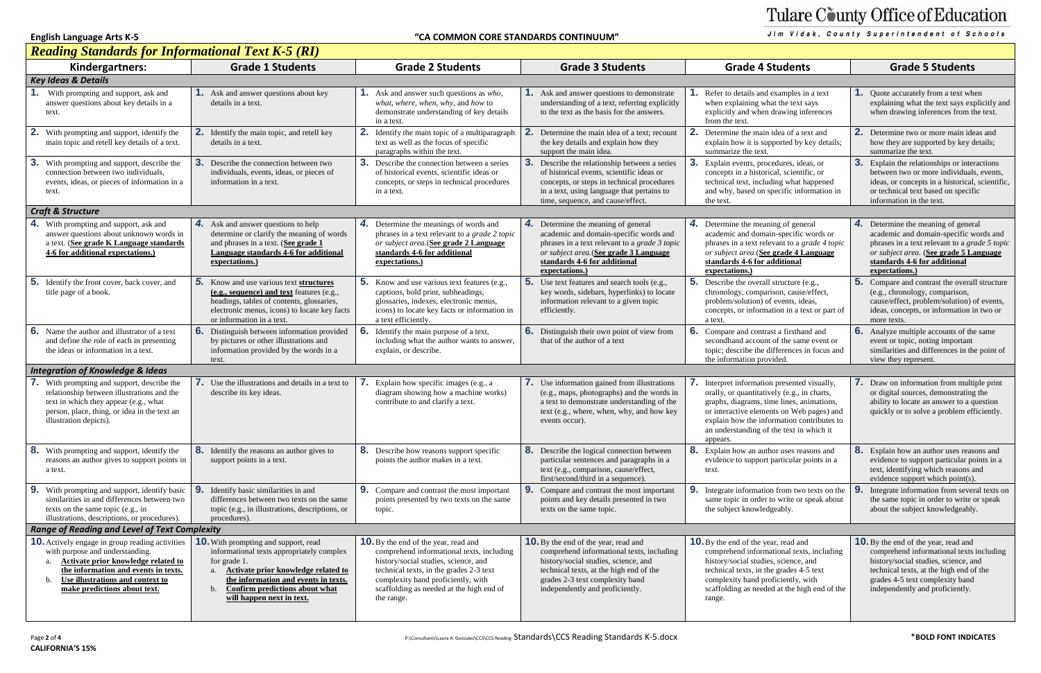## Reading Standards for Informational Text K-5 (RI)

| Kindergartners: | Grade 1 Students | Grade 2 Students | Grade 3 Students | Grade 4 Students | Grade 5 Students |
|---|---|---|---|---|---|
| ***Key Ideas & Details*** | | | | | |
| **1.** With prompting and support, ask and answer questions about key details in a text. | **1.** Ask and answer questions about key details in a text. | **1.** Ask and answer such questions as *who, what, where, when, why,* and *how* to demonstrate understanding of key details in a text. | **1.** Ask and answer questions to demonstrate understanding of a text, referring explicitly to the text as the basis for the answers. | **1.** Refer to details and examples in a text when explaining what the text says explicitly and when drawing inferences from the text. | **1.** Quote accurately from a text when explaining what the text says explicitly and when drawing inferences from the text. |
| **2.** With prompting and support, identify the main topic and retell key details of a text. | **2.** Identify the main topic, and retell key details in a text. | **2.** Identify the main topic of a multiparagraph text as well as the focus of specific paragraphs within the text. | **2.** Determine the main idea of a text; recount the key details and explain how they support the main idea. | **2.** Determine the main idea of a text and explain how it is supported by key details; summarize the text. | **2.** Determine two or more main ideas and how they are supported by key details; summarize the text. |
| **3.** With prompting and support, describe the connection between two individuals, events, ideas, or pieces of information in a text. | **3.** Describe the connection between two individuals, events, ideas, or pieces of information in a text. | **3.** Describe the connection between a series of historical events, scientific ideas or concepts, or steps in technical procedures in a text. | **3.** Describe the relationship between a series of historical events, scientific ideas or concepts, or steps in technical procedures in a text, using language that pertains to time, sequence, and cause/effect. | **3.** Explain events, procedures, ideas, or concepts in a historical, scientific, or technical text, including what happened and why, based on specific information in the text. | **3.** Explain the relationships or interactions between two or more individuals, events, ideas, or concepts in a historical, scientific, or technical text based on specific information in the text. |
| ***Craft & Structure*** | | | | | |
| **4.** With prompting and support, ask and answer questions about unknown words in a text. (**See grade K Language standards 4-6 for additional expectations.**) | **4.** Ask and answer questions to help determine or clarify the meaning of words and phrases in a text. (**See grade 1 Language standards 4-6 for additional expectations.**) | **4.** Determine the meanings of words and phrases in a text relevant to a *grade 2 topic or subject area*.(**See grade 2 Language standards 4-6 for additional expectations.**) | **4.** Determine the meaning of general academic and domain-specific words and phrases in a text relevant to a *grade 3 topic or subject area*.(**See grade 3 Language standards 4-6 for additional expectations.**) | **4.** Determine the meaning of general academic and domain-specific words or phrases in a text relevant to a *grade 4 topic or subject area*.(**See grade 4 Language standards 4-6 for additional expectations.**) | **4.** Determine the meaning of general academic and domain-specific words and phrases in a text relevant to a *grade 5 topic or subject area*. (**See grade 5 Language standards 4-6 for additional expectations.**) |
| **5.** Identify the front cover, back cover, and title page of a book. | **5.** Know and use various text **structures (e.g., sequence) and text** features (e.g., headings, tables of contents, glossaries, electronic menus, icons) to locate key facts or information in a text. | **5.** Know and use various text features (e.g., captions, bold print, subheadings, glossaries, indexes, electronic menus, icons) to locate key facts or information in a text efficiently. | **5.** Use text features and search tools (e.g., key words, sidebars, hyperlinks) to locate information relevant to a given topic efficiently. | **5.** Describe the overall structure (e.g., chronology, comparison, cause/effect, problem/solution) of events, ideas, concepts, or information in a text or part of a text. | **5.** Compare and contrast the overall structure (e.g., chronology, comparison, cause/effect, problem/solution) of events, ideas, concepts, or information in two or more texts. |
| **6.** Name the author and illustrator of a text and define the role of each in presenting the ideas or information in a text. | **6.** Distinguish between information provided by pictures or other illustrations and information provided by the words in a text. | **6.** Identify the main purpose of a text, including what the author wants to answer, explain, or describe. | **6.** Distinguish their own point of view from that of the author of a text | **6.** Compare and contrast a firsthand and secondhand account of the same event or topic; describe the differences in focus and the information provided. | **6.** Analyze multiple accounts of the same event or topic, noting important similarities and differences in the point of view they represent. |
| ***Integration of Knowledge & Ideas*** | | | | | |
| **7.** With prompting and support, describe the relationship between illustrations and the text in which they appear (e.g., what person, place, thing, or idea in the text an illustration depicts). | **7.** Use the illustrations and details in a text to describe its key ideas. | **7.** Explain how specific images (e.g., a diagram showing how a machine works) contribute to and clarify a text. | **7.** Use information gained from illustrations (e.g., maps, photographs) and the words in a text to demonstrate understanding of the text (e.g., where, when, why, and how key events occur). | **7.** Interpret information presented visually, orally, or quantitatively (e.g., in charts, graphs, diagrams, time lines, animations, or interactive elements on Web pages) and explain how the information contributes to an understanding of the text in which it appears. | **7.** Draw on information from multiple print or digital sources, demonstrating the ability to locate an answer to a question quickly or to solve a problem efficiently. |
| **8.** With prompting and support, identify the reasons an author gives to support points in a text. | **8.** Identify the reasons an author gives to support points in a text. | **8.** Describe how reasons support specific points the author makes in a text. | **8.** Describe the logical connection between particular sentences and paragraphs in a text (e.g., comparison, cause/effect, first/second/third in a sequence). | **8.** Explain how an author uses reasons and evidence to support particular points in a text. | **8.** Explain how an author uses reasons and evidence to support particular points in a text, identifying which reasons and evidence support which point(s). |
| **9.** With prompting and support, identify basic similarities in and differences between two texts on the same topic (e.g., in illustrations, descriptions, or procedures). | **9.** Identify basic similarities in and differences between two texts on the same topic (e.g., in illustrations, descriptions, or procedures). | **9.** Compare and contrast the most important points presented by two texts on the same topic. | **9.** Compare and contrast the most important points and key details presented in two texts on the same topic. | **9.** Integrate information from two texts on the same topic in order to write or speak about the subject knowledgeably. | **9.** Integrate information from several texts on the same topic in order to write or speak about the subject knowledgeably. |
| ***Range of Reading and Level of Text Complexity*** | | | | | |
| **10.** Actively engage in group reading activities with purpose and understanding.<br>a. **Activate prior knowledge related to the information and events in texts.**<br>b. **Use illustrations and context to make predictions about text.** | **10.** With prompting and support, read informational texts appropriately complex for grade 1.<br>a. **Activate prior knowledge related to the information and events in texts.**<br>b. **Confirm predictions about what will happen next in text.** | **10.** By the end of the year, read and comprehend informational texts, including history/social studies, science, and technical texts, in the grades 2-3 text complexity band proficiently, with scaffolding as needed at the high end of the range. | **10.** By the end of the year, read and comprehend informational texts, including history/social studies, science, and technical texts, at the high end of the grades 2-3 text complexity band independently and proficiently. | **10.** By the end of the year, read and comprehend informational texts, including history/social studies, science, and technical texts, in the grades 4-5 text complexity band proficiently, with scaffolding as needed at the high end of the range. | **10.** By the end of the year, read and comprehend informational texts including history/social studies, science, and technical texts, at the high end of the grades 4-5 text complexity band independently and proficiently. |

*BOLD FONT INDICATES CALIFORNIA'S 15%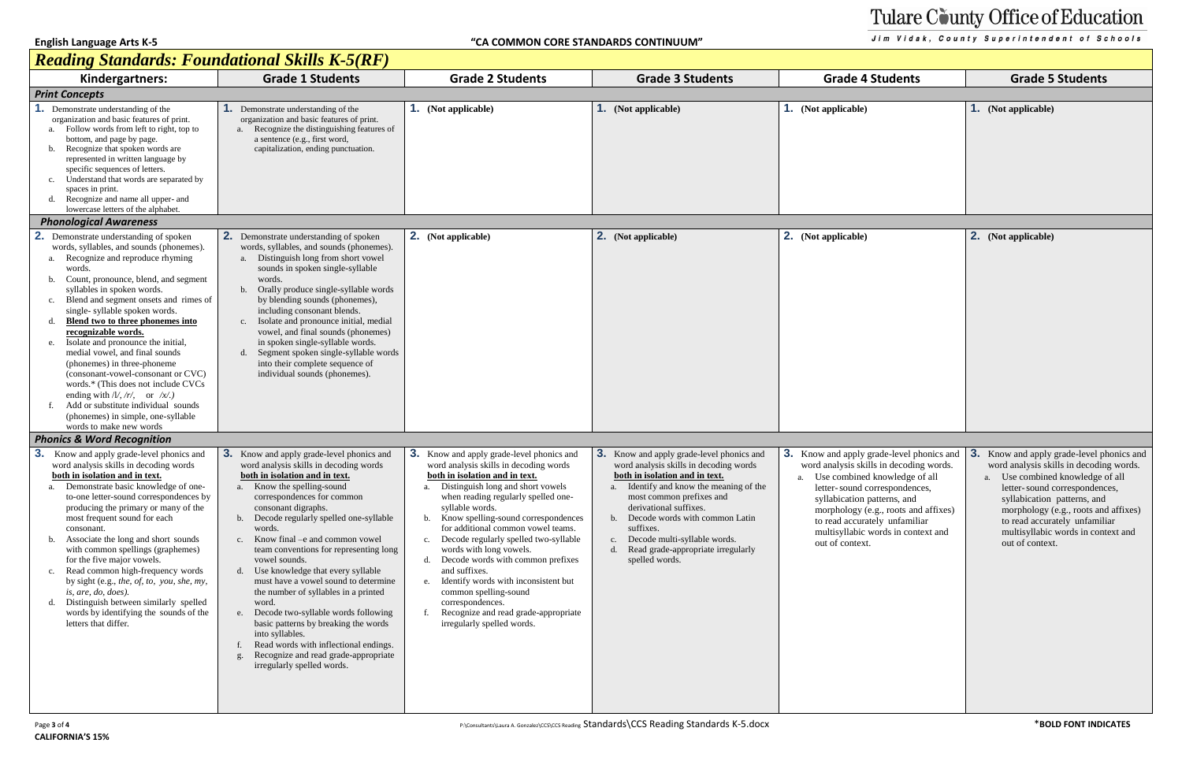# Reading Standards: Foundational Skills K-5(RF)

| Kindergartners: | Grade 1 Students | Grade 2 Students | Grade 3 Students | Grade 4 Students | Grade 5 Students |
|---|---|---|---|---|---|
| ***Print Concepts*** | | | | | |
| **1.** Demonstrate understanding of the organization and basic features of print.<br>a. Follow words from left to right, top to bottom, and page by page.<br>b. Recognize that spoken words are represented in written language by specific sequences of letters.<br>c. Understand that words are separated by spaces in print.<br>d. Recognize and name all upper- and lowercase letters of the alphabet. | **1.** Demonstrate understanding of the organization and basic features of print.<br>a. Recognize the distinguishing features of a sentence (e.g., first word, capitalization, ending punctuation. | **1. (Not applicable)** | **1. (Not applicable)** | **1. (Not applicable)** | **1. (Not applicable)** |
| ***Phonological Awareness*** | | | | | |
| **2.** Demonstrate understanding of spoken words, syllables, and sounds (phonemes).<br>a. Recognize and reproduce rhyming words.<br>b. Count, pronounce, blend, and segment syllables in spoken words.<br>c. Blend and segment onsets and rimes of single- syllable spoken words.<br>d. **Blend two to three phonemes into recognizable words.**<br>e. Isolate and pronounce the initial, medial vowel, and final sounds (phonemes) in three-phoneme (consonant-vowel-consonant or CVC) words.* (This does not include CVCs ending with /l/, /r/, or /x/.)<br>f. Add or substitute individual sounds (phonemes) in simple, one-syllable words to make new words | **2.** Demonstrate understanding of spoken words, syllables, and sounds (phonemes).<br>a. Distinguish long from short vowel sounds in spoken single-syllable words.<br>b. Orally produce single-syllable words by blending sounds (phonemes), including consonant blends.<br>c. Isolate and pronounce initial, medial vowel, and final sounds (phonemes) in spoken single-syllable words.<br>d. Segment spoken single-syllable words into their complete sequence of individual sounds (phonemes). | **2. (Not applicable)** | **2. (Not applicable)** | **2. (Not applicable)** | **2. (Not applicable)** |
| ***Phonics & Word Recognition*** | | | | | |
| **3.** Know and apply grade-level phonics and word analysis skills in decoding words **both in isolation and in text.**<br>a. Demonstrate basic knowledge of one-to-one letter-sound correspondences by producing the primary or many of the most frequent sound for each consonant.<br>b. Associate the long and short sounds with common spellings (graphemes) for the five major vowels.<br>c. Read common high-frequency words by sight (e.g., *the, of, to, you, she, my, is, are, do, does).*<br>d. Distinguish between similarly spelled words by identifying the sounds of the letters that differ. | **3.** Know and apply grade-level phonics and word analysis skills in decoding words **both in isolation and in text.**<br>a. Know the spelling-sound correspondences for common consonant digraphs.<br>b. Decode regularly spelled one-syllable words.<br>c. Know final –e and common vowel team conventions for representing long vowel sounds.<br>d. Use knowledge that every syllable must have a vowel sound to determine the number of syllables in a printed word.<br>e. Decode two-syllable words following basic patterns by breaking the words into syllables.<br>f. Read words with inflectional endings.<br>g. Recognize and read grade-appropriate irregularly spelled words. | **3.** Know and apply grade-level phonics and word analysis skills in decoding words **both in isolation and in text.**<br>a. Distinguish long and short vowels when reading regularly spelled one-syllable words.<br>b. Know spelling-sound correspondences for additional common vowel teams.<br>c. Decode regularly spelled two-syllable words with long vowels.<br>d. Decode words with common prefixes and suffixes.<br>e. Identify words with inconsistent but common spelling-sound correspondences.<br>f. Recognize and read grade-appropriate irregularly spelled words. | **3.** Know and apply grade-level phonics and word analysis skills in decoding words **both in isolation and in text.**<br>a. Identify and know the meaning of the most common prefixes and derivational suffixes.<br>b. Decode words with common Latin suffixes.<br>c. Decode multi-syllable words.<br>d. Read grade-appropriate irregularly spelled words. | **3.** Know and apply grade-level phonics and word analysis skills in decoding words.<br>a. Use combined knowledge of all letter- sound correspondences, syllabication patterns, and morphology (e.g., roots and affixes) to read accurately unfamiliar multisyllabic words in context and out of context. | **3.** Know and apply grade-level phonics and word analysis skills in decoding words.<br>a. Use combined knowledge of all letter- sound correspondences, syllabication patterns, and morphology (e.g., roots and affixes) to read accurately unfamiliar multisyllabic words in context and out of context. |

**\*BOLD FONT INDICATES CALIFORNIA'S 15%**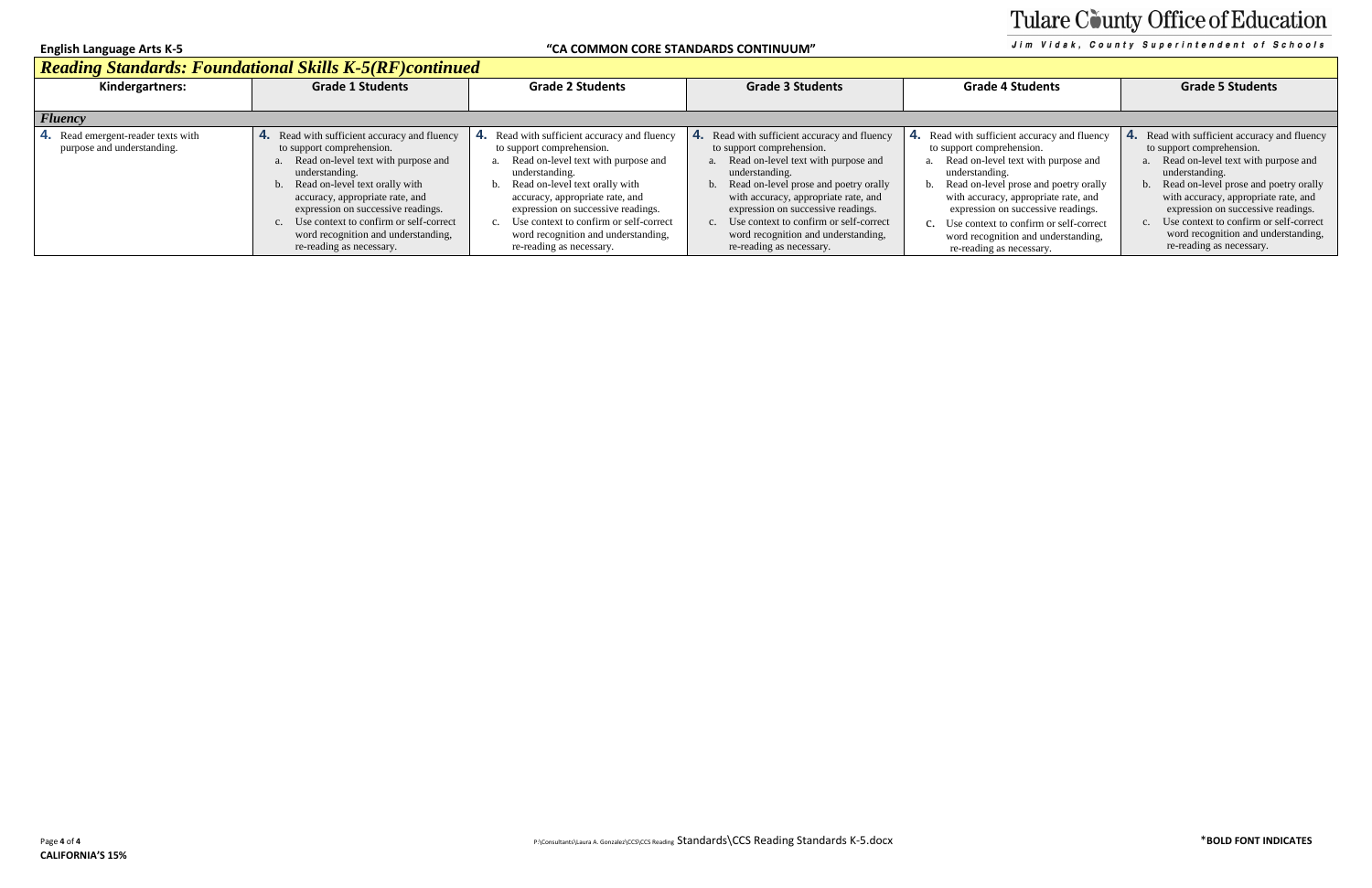## Reading Standards: Foundational Skills K-5(RF)continued

| Kindergartners: | Grade 1 Students | Grade 2 Students | Grade 3 Students | Grade 4 Students | Grade 5 Students |
|---|---|---|---|---|---|
| ***Fluency*** | | | | | |
| **4.** Read emergent-reader texts with purpose and understanding. | **4.** Read with sufficient accuracy and fluency to support comprehension.<br>a. Read on-level text with purpose and understanding.<br>b. Read on-level text orally with accuracy, appropriate rate, and expression on successive readings.<br>c. Use context to confirm or self-correct word recognition and understanding, re-reading as necessary. | **4.** Read with sufficient accuracy and fluency to support comprehension.<br>a. Read on-level text with purpose and understanding.<br>b. Read on-level text orally with accuracy, appropriate rate, and expression on successive readings.<br>c. Use context to confirm or self-correct word recognition and understanding, re-reading as necessary. | **4.** Read with sufficient accuracy and fluency to support comprehension.<br>a. Read on-level text with purpose and understanding.<br>b. Read on-level prose and poetry orally with accuracy, appropriate rate, and expression on successive readings.<br>c. Use context to confirm or self-correct word recognition and understanding, re-reading as necessary. | **4.** Read with sufficient accuracy and fluency to support comprehension.<br>a. Read on-level text with purpose and understanding.<br>b. Read on-level prose and poetry orally with accuracy, appropriate rate, and expression on successive readings.<br>c. Use context to confirm or self-correct word recognition and understanding, re-reading as necessary. | **4.** Read with sufficient accuracy and fluency to support comprehension.<br>a. Read on-level text with purpose and understanding.<br>b. Read on-level prose and poetry orally with accuracy, appropriate rate, and expression on successive readings.<br>c. Use context to confirm or self-correct word recognition and understanding, re-reading as necessary. |

P:\Consultants\Laura A. Gonzalez\CCS\CCS Reading Standards\CCS Reading Standards K-5.docx

***BOLD FONT INDICATES CALIFORNIA'S 15%**